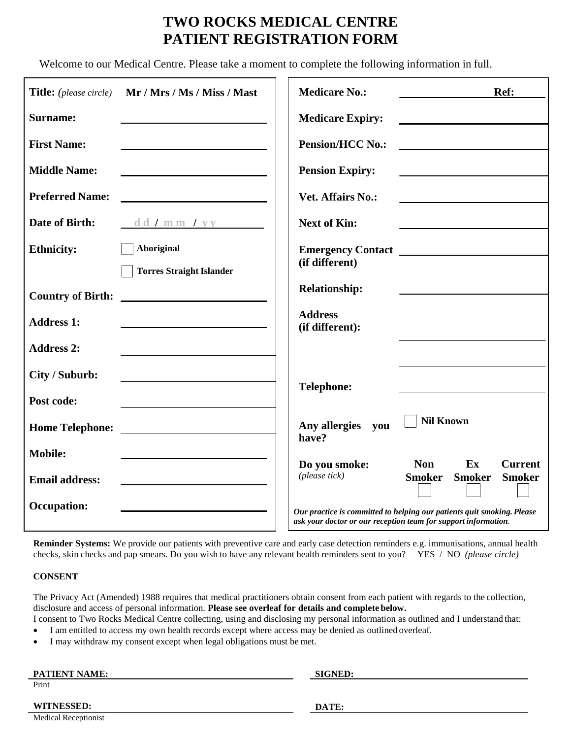# TWO ROCKS MEDICAL CENTRE
# PATIENT REGISTRATION FORM

Welcome to our Medical Centre. Please take a moment to complete the following information in full.

**Title:** *(please circle)* **Mr / Mrs / Ms / Miss / Mast**

**Surname:** ____________________

**First Name:** ____________________

**Middle Name:** ____________________

**Preferred Name:** ____________________

**Date of Birth:** dd / mm / yy

**Ethnicity:** ☐ **Aboriginal** ☐ **Torres Straight Islander**

**Country of Birth:** ____________________

**Address 1:** ____________________

**Address 2:** ____________________

**City / Suburb:** ____________________

**Post code:** ____________________

**Home Telephone:** ____________________

**Mobile:** ____________________

**Email address:** ____________________

**Occupation:** ____________________

**Medicare No.:** ____________________ **Ref:** ______

**Medicare Expiry:** ____________________

**Pension/HCC No.:** ____________________

**Pension Expiry:** ____________________

**Vet. Affairs No.:** ____________________

**Next of Kin:** ____________________

**Emergency Contact (if different)** ____________________

**Relationship:** ____________________

**Address (if different):** ____________________

____________________

**Telephone:** ____________________

**Any allergies you have?** ☐ **Nil Known**

**Do you smoke:** *(please tick)* **Non Smoker** ☐ **Ex Smoker** ☐ **Current Smoker** ☐

***Our practice is committed to helping our patients quit smoking. Please ask your doctor or our reception team for support information.***

**Reminder Systems:** We provide our patients with preventive care and early case detection reminders e.g. immunisations, annual health checks, skin checks and pap smears. Do you wish to have any relevant health reminders sent to you? YES / NO *(please circle)*

**CONSENT**

The Privacy Act (Amended) 1988 requires that medical practitioners obtain consent from each patient with regards to the collection, disclosure and access of personal information. **Please see overleaf for details and complete below.**

I consent to Two Rocks Medical Centre collecting, using and disclosing my personal information as outlined and I understand that:

- I am entitled to access my own health records except where access may be denied as outlined overleaf.
- I may withdraw my consent except when legal obligations must be met.

**PATIENT NAME:** ____________________ **SIGNED:** ____________________
Print

**WITNESSED:** ____________________ **DATE:** ____________________
Medical Receptionist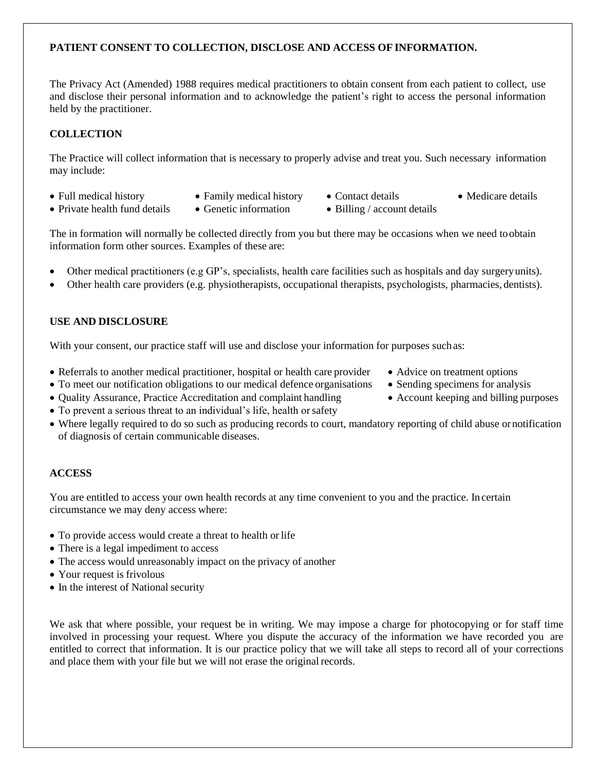**PATIENT CONSENT TO COLLECTION, DISCLOSE AND ACCESS OF INFORMATION.**

The Privacy Act (Amended) 1988 requires medical practitioners to obtain consent from each patient to collect, use and disclose their personal information and to acknowledge the patient's right to access the personal information held by the practitioner.

**COLLECTION**

The Practice will collect information that is necessary to properly advise and treat you. Such necessary information may include:

- Full medical history
- Family medical history
- Contact details
- Medicare details
- Private health fund details
- Genetic information
- Billing / account details

The in formation will normally be collected directly from you but there may be occasions when we need to obtain information form other sources. Examples of these are:

- Other medical practitioners (e.g GP's, specialists, health care facilities such as hospitals and day surgery units).
- Other health care providers (e.g. physiotherapists, occupational therapists, psychologists, pharmacies, dentists).

**USE AND DISCLOSURE**

With your consent, our practice staff will use and disclose your information for purposes such as:

- Referrals to another medical practitioner, hospital or health care provider
- Advice on treatment options
- To meet our notification obligations to our medical defence organisations
- Sending specimens for analysis
- Quality Assurance, Practice Accreditation and complaint handling
- Account keeping and billing purposes
- To prevent a serious threat to an individual's life, health or safety
- Where legally required to do so such as producing records to court, mandatory reporting of child abuse or notification of diagnosis of certain communicable diseases.

**ACCESS**

You are entitled to access your own health records at any time convenient to you and the practice. In certain circumstance we may deny access where:

- To provide access would create a threat to health or life
- There is a legal impediment to access
- The access would unreasonably impact on the privacy of another
- Your request is frivolous
- In the interest of National security

We ask that where possible, your request be in writing. We may impose a charge for photocopying or for staff time involved in processing your request. Where you dispute the accuracy of the information we have recorded you are entitled to correct that information. It is our practice policy that we will take all steps to record all of your corrections and place them with your file but we will not erase the original records.